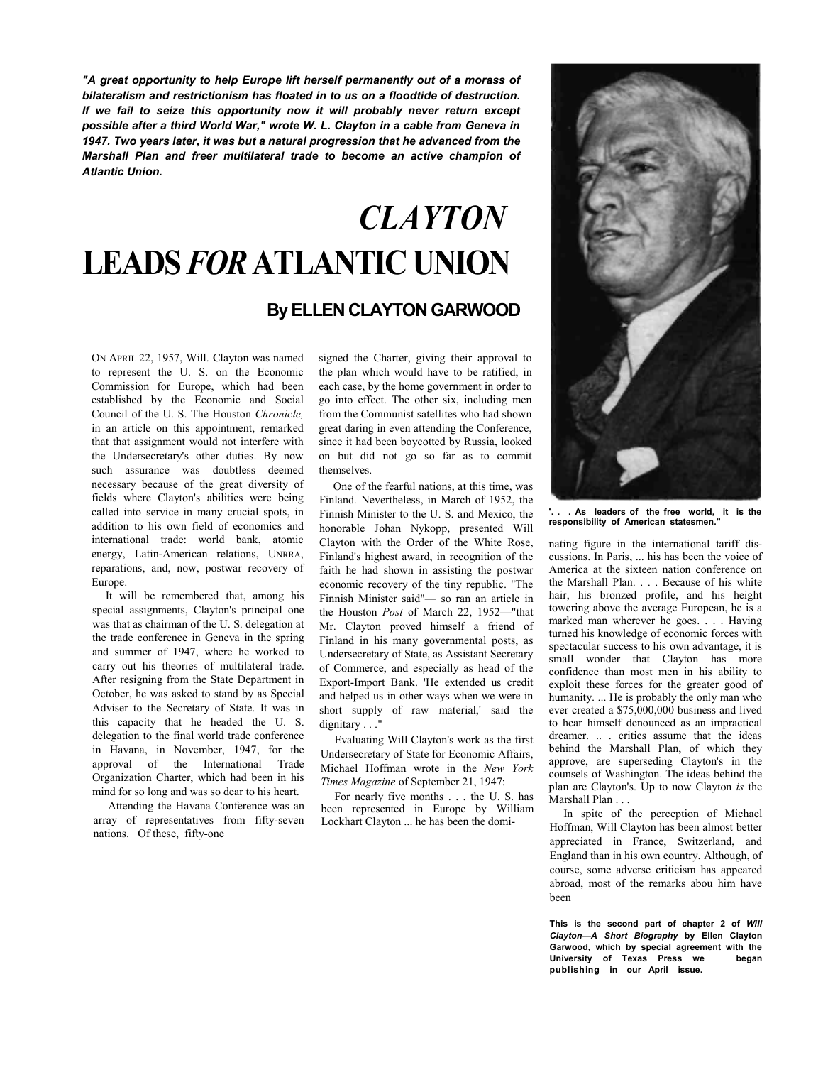***"A great opportunity to help Europe lift herself permanently out of a morass of bilateralism and restrictionism has floated in to us on a floodtide of destruction. If we fail to seize this opportunity now it will probably never return except possible after a third World War," wrote W. L. Clayton in a cable from Geneva in 1947. Two years later, it was but a natural progression that he advanced from the Marshall Plan and freer multilateral trade to become an active champion of Atlantic Union.***

# *CLAYTON* LEADS *FOR* ATLANTIC UNION

## By ELLEN CLAYTON GARWOOD

ON APRIL 22, 1957, Will. Clayton was named to represent the U. S. on the Economic Commission for Europe, which had been established by the Economic and Social Council of the U. S. The Houston *Chronicle,* in an article on this appointment, remarked that that assignment would not interfere with the Undersecretary's other duties. By now such assurance was doubtless deemed necessary because of the great diversity of fields where Clayton's abilities were being called into service in many crucial spots, in addition to his own field of economics and international trade: world bank, atomic energy, Latin-American relations, UNRRA, reparations, and, now, postwar recovery of Europe.

It will be remembered that, among his special assignments, Clayton's principal one was that as chairman of the U. S. delegation at the trade conference in Geneva in the spring and summer of 1947, where he worked to carry out his theories of multilateral trade. After resigning from the State Department in October, he was asked to stand by as Special Adviser to the Secretary of State. It was in this capacity that he headed the U. S. delegation to the final world trade conference in Havana, in November, 1947, for the approval of the International Trade Organization Charter, which had been in his mind for so long and was so dear to his heart.

Attending the Havana Conference was an array of representatives from fifty-seven nations. Of these, fifty-one signed the Charter, giving their approval to the plan which would have to be ratified, in each case, by the home government in order to go into effect. The other six, including men from the Communist satellites who had shown great daring in even attending the Conference, since it had been boycotted by Russia, looked on but did not go so far as to commit themselves.

One of the fearful nations, at this time, was Finland. Nevertheless, in March of 1952, the Finnish Minister to the U. S. and Mexico, the honorable Johan Nykopp, presented Will Clayton with the Order of the White Rose, Finland's highest award, in recognition of the faith he had shown in assisting the postwar economic recovery of the tiny republic. "The Finnish Minister said"— so ran an article in the Houston *Post* of March 22, 1952—"that Mr. Clayton proved himself a friend of Finland in his many governmental posts, as Undersecretary of State, as Assistant Secretary of Commerce, and especially as head of the Export-Import Bank. 'He extended us credit and helped us in other ways when we were in short supply of raw material,' said the dignitary . . ."

Evaluating Will Clayton's work as the first Undersecretary of State for Economic Affairs, Michael Hoffman wrote in the *New York Times Magazine* of September 21, 1947:

> For nearly five months . . . the U. S. has been represented in Europe by William Lockhart Clayton ... he has been the dominating figure in the international tariff discussions. In Paris, ... his has been the voice of America at the sixteen nation conference on the Marshall Plan. . . . Because of his white hair, his bronzed profile, and his height towering above the average European, he is a marked man wherever he goes. . . . Having turned his knowledge of economic forces with spectacular success to his own advantage, it is small wonder that Clayton has more confidence than most men in his ability to exploit these forces for the greater good of humanity. ... He is probably the only man who ever created a $75,000,000 business and lived to hear himself denounced as an impractical dreamer. .. . critics assume that the ideas behind the Marshall Plan, of which they approve, are superseding Clayton's in the counsels of Washington. The ideas behind the plan are Clayton's. Up to now Clayton *is* the Marshall Plan . . .

**'. . . As leaders of the free world, it is the responsibility of American statesmen."**

In spite of the perception of Michael Hoffman, Will Clayton has been almost better appreciated in France, Switzerland, and England than in his own country. Although, of course, some adverse criticism has appeared abroad, most of the remarks abou him have been

**This is the second part of chapter 2 of *Will Clayton—A Short Biography* by Ellen Clayton Garwood, which by special agreement with the University of Texas Press we began publishing in our April issue.**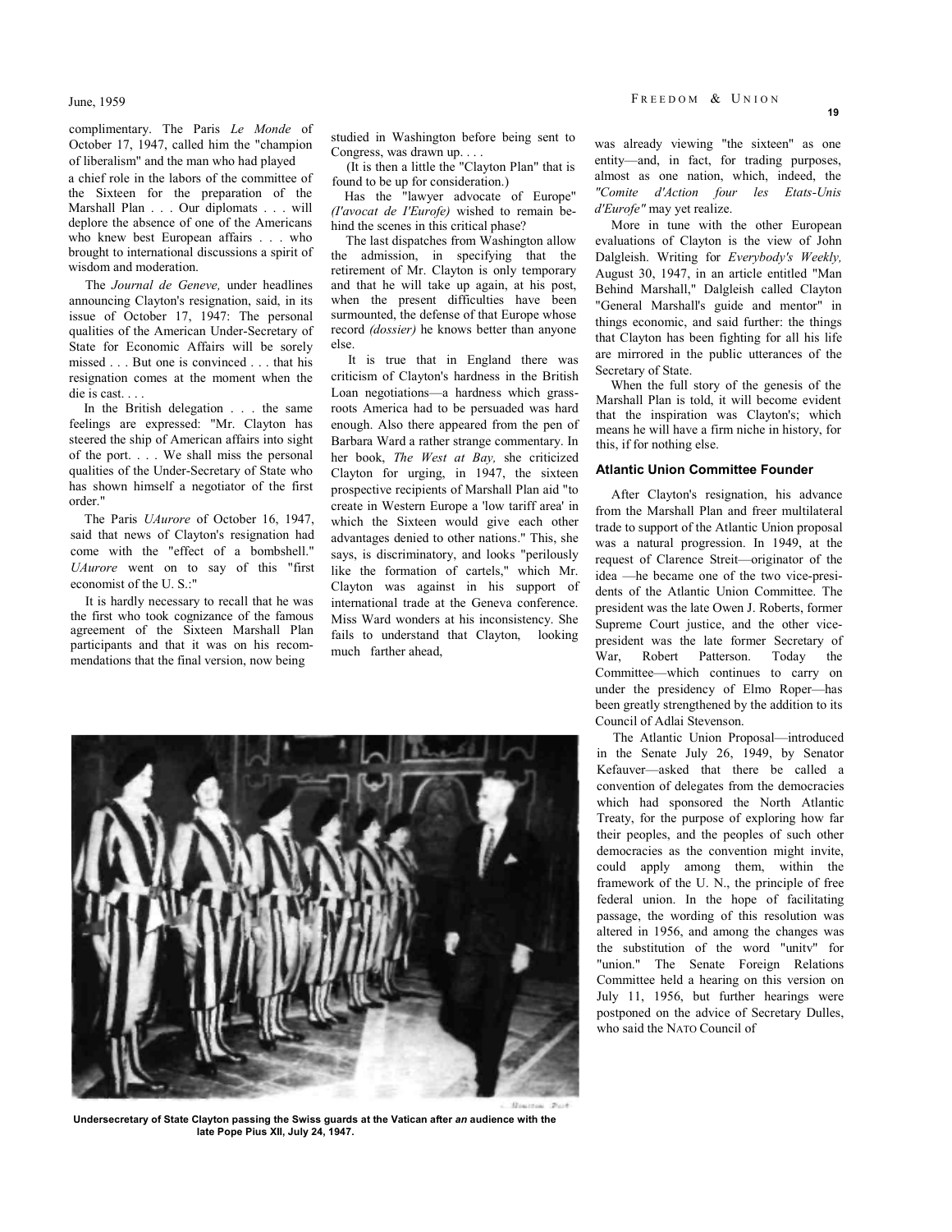complimentary. The Paris *Le Monde* of October 17, 1947, called him the "champion of liberalism" and the man who had played a chief role in the labors of the committee of the Sixteen for the preparation of the Marshall Plan . . . Our diplomats . . . will deplore the absence of one of the Americans who knew best European affairs . . . who brought to international discussions a spirit of wisdom and moderation.

The *Journal de Geneve,* under headlines announcing Clayton's resignation, said, in its issue of October 17, 1947: The personal qualities of the American Under-Secretary of State for Economic Affairs will be sorely missed . . . But one is convinced . . . that his resignation comes at the moment when the die is cast. . . .

In the British delegation . . . the same feelings are expressed: "Mr. Clayton has steered the ship of American affairs into sight of the port. . . . We shall miss the personal qualities of the Under-Secretary of State who has shown himself a negotiator of the first order."

The Paris *UAurore* of October 16, 1947, said that news of Clayton's resignation had come with the "effect of a bombshell." *UAurore* went on to say of this "first economist of the U. S.:"

It is hardly necessary to recall that he was the first who took cognizance of the famous agreement of the Sixteen Marshall Plan participants and that it was on his recommendations that the final version, now being studied in Washington before being sent to Congress, was drawn up. . . .

(It is then a little the "Clayton Plan" that is found to be up for consideration.)

Has the "lawyer advocate of Europe" *(I'avocat de I'Eurofe)* wished to remain behind the scenes in this critical phase?

The last dispatches from Washington allow the admission, in specifying that the retirement of Mr. Clayton is only temporary and that he will take up again, at his post, when the present difficulties have been surmounted, the defense of that Europe whose record *(dossier)* he knows better than anyone else.

It is true that in England there was criticism of Clayton's hardness in the British Loan negotiations—a hardness which grass-roots America had to be persuaded was hard enough. Also there appeared from the pen of Barbara Ward a rather strange commentary. In her book, *The West at Bay,* she criticized Clayton for urging, in 1947, the sixteen prospective recipients of Marshall Plan aid "to create in Western Europe a 'low tariff area' in which the Sixteen would give each other advantages denied to other nations." This, she says, is discriminatory, and looks "perilously like the formation of cartels," which Mr. Clayton was against in his support of international trade at the Geneva conference. Miss Ward wonders at his inconsistency. She fails to understand that Clayton, looking much farther ahead, was already viewing "the sixteen" as one entity—and, in fact, for trading purposes, almost as one nation, which, indeed, the *"Comite d'Action four les Etats-Unis d'Eurofe"* may yet realize.

More in tune with the other European evaluations of Clayton is the view of John Dalgleish. Writing for *Everybody's Weekly,* August 30, 1947, in an article entitled "Man Behind Marshall," Dalgleish called Clayton "General Marshall's guide and mentor" in things economic, and said further: the things that Clayton has been fighting for all his life are mirrored in the public utterances of the Secretary of State.

When the full story of the genesis of the Marshall Plan is told, it will become evident that the inspiration was Clayton's; which means he will have a firm niche in history, for this, if for nothing else.

### Atlantic Union Committee Founder

After Clayton's resignation, his advance from the Marshall Plan and freer multilateral trade to support of the Atlantic Union proposal was a natural progression. In 1949, at the request of Clarence Streit—originator of the idea —he became one of the two vice-presidents of the Atlantic Union Committee. The president was the late Owen J. Roberts, former Supreme Court justice, and the other vice-president was the late former Secretary of War, Robert Patterson. Today the Committee—which continues to carry on under the presidency of Elmo Roper—has been greatly strengthened by the addition to its Council of Adlai Stevenson.

The Atlantic Union Proposal—introduced in the Senate July 26, 1949, by Senator Kefauver—asked that there be called a convention of delegates from the democracies which had sponsored the North Atlantic Treaty, for the purpose of exploring how far their peoples, and the peoples of such other democracies as the convention might invite, could apply among them, within the framework of the U. N., the principle of free federal union. In the hope of facilitating passage, the wording of this resolution was altered in 1956, and among the changes was the substitution of the word "unitv" for "union." The Senate Foreign Relations Committee held a hearing on this version on July 11, 1956, but further hearings were postponed on the advice of Secretary Dulles, who said the NATO Council of

**Undersecretary of State Clayton passing the Swiss guards at the Vatican after *an* audience with the late Pope Pius XII, July 24, 1947.**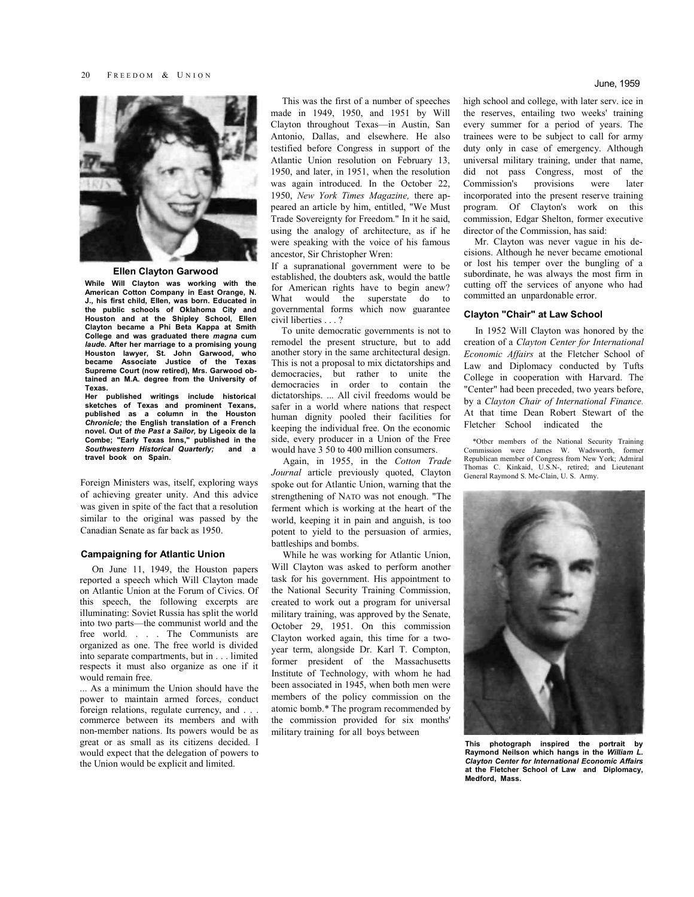**Ellen Clayton Garwood**

**While Will Clayton was working with the American Cotton Company in East Orange, N. J., his first child, Ellen, was born. Educated in the public schools of Oklahoma City and Houston and at the Shipley School, Ellen Clayton became a Phi Beta Kappa at Smith College and was graduated there *magna* cum *laude.* After her marriage to a promising young Houston lawyer, St. John Garwood, who became Associate Justice of the Texas Supreme Court (now retired), Mrs. Garwood obtained an M.A. degree from the University of Texas.**

**Her published writings include historical sketches of Texas and prominent Texans, published as a column in the Houston *Chronicle;* the English translation of a French novel. Out of *the Past a Sailor,* by Ligeoix de la Combe; "Early Texas Inns," published in the *Southwestern Historical Quarterly;* and a travel book on Spain.**

Foreign Ministers was, itself, exploring ways of achieving greater unity. And this advice was given in spite of the fact that a resolution similar to the original was passed by the Canadian Senate as far back as 1950.

### Campaigning for Atlantic Union

On June 11, 1949, the Houston papers reported a speech which Will Clayton made on Atlantic Union at the Forum of Civics. Of this speech, the following excerpts are illuminating: Soviet Russia has split the world into two parts—the communist world and the free world. . . . The Communists are organized as one. The free world is divided into separate compartments, but in . . . limited respects it must also organize as one if it would remain free.

... As a minimum the Union should have the power to maintain armed forces, conduct foreign relations, regulate currency, and . . . commerce between its members and with non-member nations. Its powers would be as great or as small as its citizens decided. I would expect that the delegation of powers to the Union would be explicit and limited.

This was the first of a number of speeches made in 1949, 1950, and 1951 by Will Clayton throughout Texas—in Austin, San Antonio, Dallas, and elsewhere. He also testified before Congress in support of the Atlantic Union resolution on February 13, 1950, and later, in 1951, when the resolution was again introduced. In the October 22, 1950, *New York Times Magazine,* there appeared an article by him, entitled, "We Must Trade Sovereignty for Freedom." In it he said, using the analogy of architecture, as if he were speaking with the voice of his famous ancestor, Sir Christopher Wren:

If a supranational government were to be established, the doubters ask, would the battle for American rights have to begin anew? What would the superstate do to governmental forms which now guarantee civil liberties . . . ?

To unite democratic governments is not to remodel the present structure, but to add another story in the same architectural design. This is not a proposal to mix dictatorships and democracies, but rather to unite the democracies in order to contain the dictatorships. ... All civil freedoms would be safer in a world where nations that respect human dignity pooled their facilities for keeping the individual free. On the economic side, every producer in a Union of the Free would have 3 50 to 400 million consumers.

Again, in 1955, in the *Cotton Trade Journal* article previously quoted, Clayton spoke out for Atlantic Union, warning that the strengthening of NATO was not enough. "The ferment which is working at the heart of the world, keeping it in pain and anguish, is too potent to yield to the persuasion of armies, battleships and bombs.

While he was working for Atlantic Union, Will Clayton was asked to perform another task for his government. His appointment to the National Security Training Commission, created to work out a program for universal military training, was approved by the Senate, October 29, 1951. On this commission Clayton worked again, this time for a two-year term, alongside Dr. Karl T. Compton, former president of the Massachusetts Institute of Technology, with whom he had been associated in 1945, when both men were members of the policy commission on the atomic bomb.* The program recommended by the commission provided for six months' military training for all boys between high school and college, with later serv. ice in the reserves, entailing two weeks' training every summer for a period of years. The trainees were to be subject to call for army duty only in case of emergency. Although universal military training, under that name, did not pass Congress, most of the Commission's provisions were later incorporated into the present reserve training program. Of Clayton's work on this commission, Edgar Shelton, former executive director of the Commission, has said:

Mr. Clayton was never vague in his decisions. Although he never became emotional or lost his temper over the bungling of a subordinate, he was always the most firm in cutting off the services of anyone who had committed an unpardonable error.

### Clayton "Chair" at Law School

In 1952 Will Clayton was honored by the creation of a *Clayton Center for International Economic Affairs* at the Fletcher School of Law and Diplomacy conducted by Tufts College in cooperation with Harvard. The "Center" had been preceded, two years before, by a *Clayton Chair of International Finance.* At that time Dean Robert Stewart of the Fletcher School indicated the

*Otbcr members of the National Security Training Commission were James W. Wadsworth, former Republican member of Congress from New York; Admiral Thomas C. Kinkaid, U.S.N-, retired; and Lieutenant General Raymond S. Mc-Clain, U. S. Army.

**This photograph inspired the portrait by Raymond Neilson which hangs in the *William L. Clayton Center for International Economic Affairs* at the Fletcher School of Law and Diplomacy, Medford, Mass.**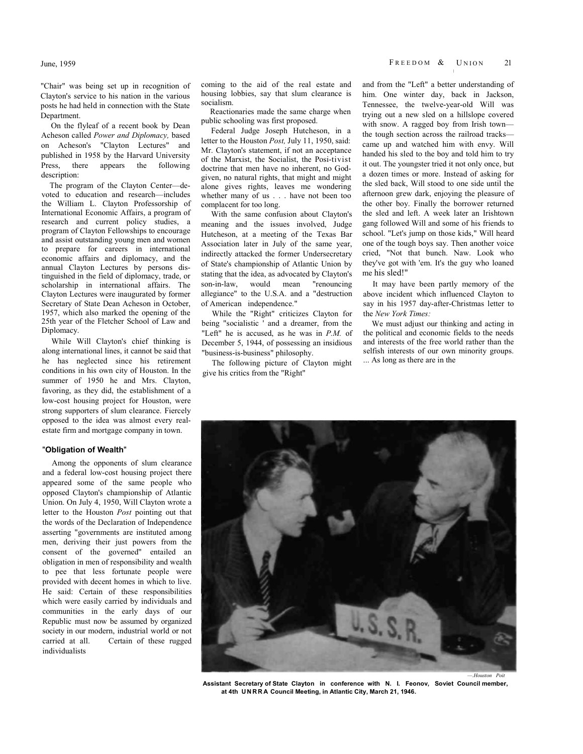"Chair" was being set up in recognition of Clayton's service to his nation in the various posts he had held in connection with the State Department.

On the flyleaf of a recent book by Dean Acheson called *Power and Diplomacy,* based on Acheson's "Clayton Lectures" and published in 1958 by the Harvard University Press, there appears the following description:

The program of the Clayton Center—devoted to education and research—includes the William L. Clayton Professorship of International Economic Affairs, a program of research and current policy studies, a program of Clayton Fellowships to encourage and assist outstanding young men and women to prepare for careers in international economic affairs and diplomacy, and the annual Clayton Lectures by persons distinguished in the field of diplomacy, trade, or scholarship in international affairs. The Clayton Lectures were inaugurated by former Secretary of State Dean Acheson in October, 1957, which also marked the opening of the 25th year of the Fletcher School of Law and Diplomacy.

While Will Clayton's chief thinking is along international lines, it cannot be said that he has neglected since his retirement conditions in his own city of Houston. In the summer of 1950 he and Mrs. Clayton, favoring, as they did, the establishment of a low-cost housing project for Houston, were strong supporters of slum clearance. Fiercely opposed to the idea was almost every real-estate firm and mortgage company in town.

### "Obligation of Wealth"

Among the opponents of slum clearance and a federal low-cost housing project there appeared some of the same people who opposed Clayton's championship of Atlantic Union. On July 4, 1950, Will Clayton wrote a letter to the Houston *Post* pointing out that the words of the Declaration of Independence asserting "governments are instituted among men, deriving their just powers from the consent of the governed" entailed an obligation in men of responsibility and wealth to pee that less fortunate people were provided with decent homes in which to live. He said: Certain of these responsibilities which were easily carried by individuals and communities in the early days of our Republic must now be assumed by organized society in our modern, industrial world or not carried at all. Certain of these rugged individualists coming to the aid of the real estate and housing lobbies, say that slum clearance is socialism.

Reactionaries made the same charge when public schooling was first proposed.

Federal Judge Joseph Hutcheson, in a letter to the Houston *Post,* July 11, 1950, said: Mr. Clayton's statement, if not an acceptance of the Marxist, the Socialist, the Posi-tivist doctrine that men have no inherent, no God-given, no natural rights, that might and might alone gives rights, leaves me wondering whether many of us . . . have not been too complacent for too long.

With the same confusion about Clayton's meaning and the issues involved, Judge Hutcheson, at a meeting of the Texas Bar Association later in July of the same year, indirectly attacked the former Undersecretary of State's championship of Atlantic Union by stating that the idea, as advocated by Clayton's son-in-law, would mean "renouncing allegiance" to the U.S.A. and a "destruction of American independence."

While the "Right" criticizes Clayton for being "socialistic ' and a dreamer, from the "Left" he is accused, as he was in *P.M.* of December 5, 1944, of possessing an insidious "business-is-business" philosophy.

The following picture of Clayton might give his critics from the "Right" and from the "Left" a better understanding of him. One winter day, back in Jackson, Tennessee, the twelve-year-old Will was trying out a new sled on a hillslope covered with snow. A ragged boy from Irish town—the tough section across the railroad tracks—came up and watched him with envy. Will handed his sled to the boy and told him to try it out. The youngster tried it not only once, but a dozen times or more. Instead of asking for the sled back, Will stood to one side until the afternoon grew dark, enjoying the pleasure of the other boy. Finally the borrower returned the sled and left. A week later an Irishtown gang followed Will and some of his friends to school. "Let's jump on those kids," Will heard one of the tough boys say. Then another voice cried, "Not that bunch. Naw. Look who they've got with 'em. It's the guy who loaned me his sled!"

It may have been partly memory of the above incident which influenced Clayton to say in his 1957 day-after-Christmas letter to the *New York Times:*

We must adjust our thinking and acting in the political and economic fields to the needs and interests of the free world rather than the selfish interests of our own minority groups. ... As long as there are in the

—*Houston Poit*

**Assistant Secretary of State Clayton in conference with N. I. Feonov, Soviet Council member, at 4th UNRRA Council Meeting, in Atlantic City, March 21, 1946.**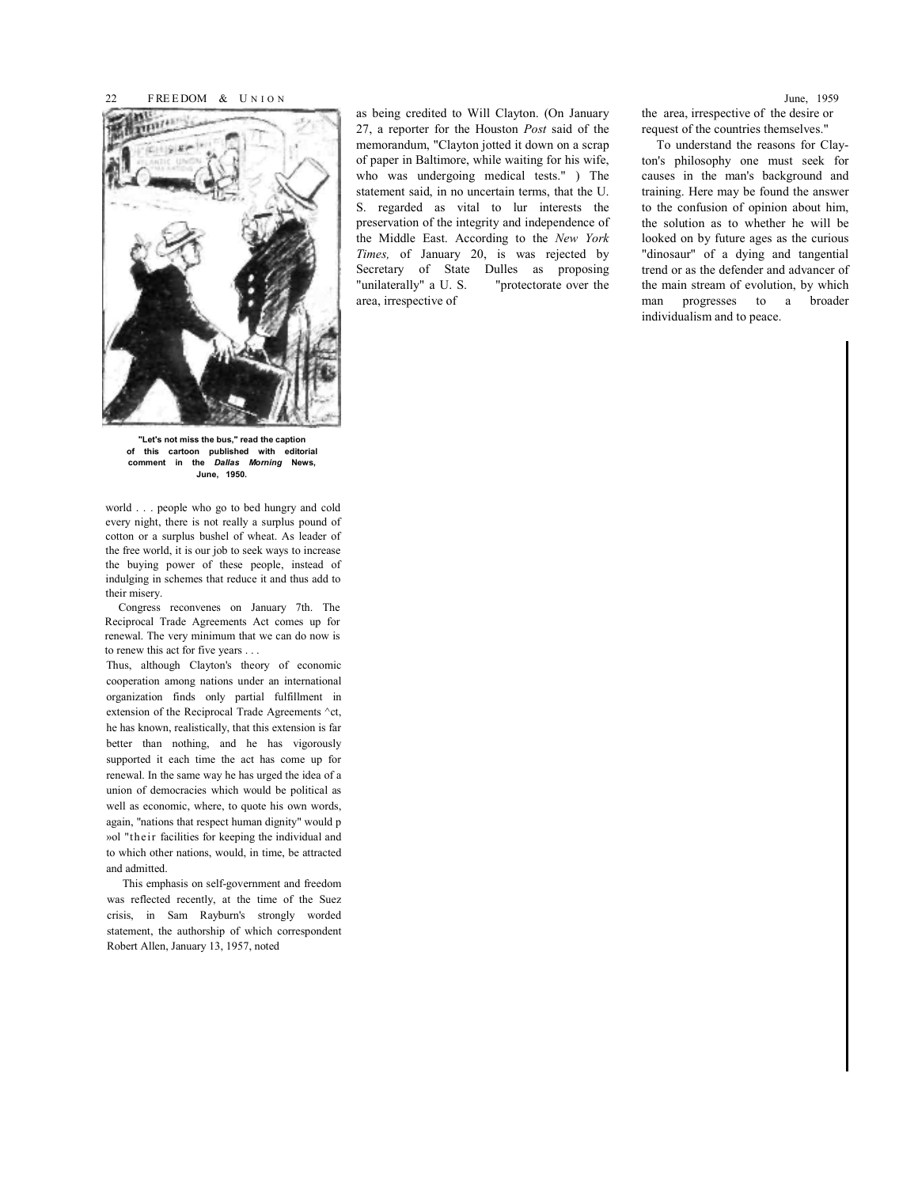"Let's not miss the bus," read the caption of this cartoon published with editorial comment in the *Dallas Morning* News, June, 1950.

world . . . people who go to bed hungry and cold every night, there is not really a surplus pound of cotton or a surplus bushel of wheat. As leader of the free world, it is our job to seek ways to increase the buying power of these people, instead of indulging in schemes that reduce it and thus add to their misery.

Congress reconvenes on January 7th. The Reciprocal Trade Agreements Act comes up for renewal. The very minimum that we can do now is to renew this act for five years . . .

Thus, although Clayton's theory of economic cooperation among nations under an international organization finds only partial fulfillment in extension of the Reciprocal Trade Agreements ^ct, he has known, realistically, that this extension is far better than nothing, and he has vigorously supported it each time the act has come up for renewal. In the same way he has urged the idea of a union of democracies which would be political as well as economic, where, to quote his own words, again, "nations that respect human dignity" would p »ol "their facilities for keeping the individual and to which other nations, would, in time, be attracted and admitted.

This emphasis on self-government and freedom was reflected recently, at the time of the Suez crisis, in Sam Rayburn's strongly worded statement, the authorship of which correspondent Robert Allen, January 13, 1957, noted as being credited to Will Clayton. (On January 27, a reporter for the Houston *Post* said of the memorandum, "Clayton jotted it down on a scrap of paper in Baltimore, while waiting for his wife, who was undergoing medical tests." ) The statement said, in no uncertain terms, that the U. S. regarded as vital to lur interests the preservation of the integrity and independence of the Middle East. According to the *New York Times,* of January 20, is was rejected by Secretary of State Dulles as proposing "unilaterally" a U. S. "protectorate over the area, irrespective of the area, irrespective of the desire or request of the countries themselves."

To understand the reasons for Clayton's philosophy one must seek for causes in the man's background and training. Here may be found the answer to the confusion of opinion about him, the solution as to whether he will be looked on by future ages as the curious "dinosaur" of a dying and tangential trend or as the defender and advancer of the main stream of evolution, by which man progresses to a broader individualism and to peace.